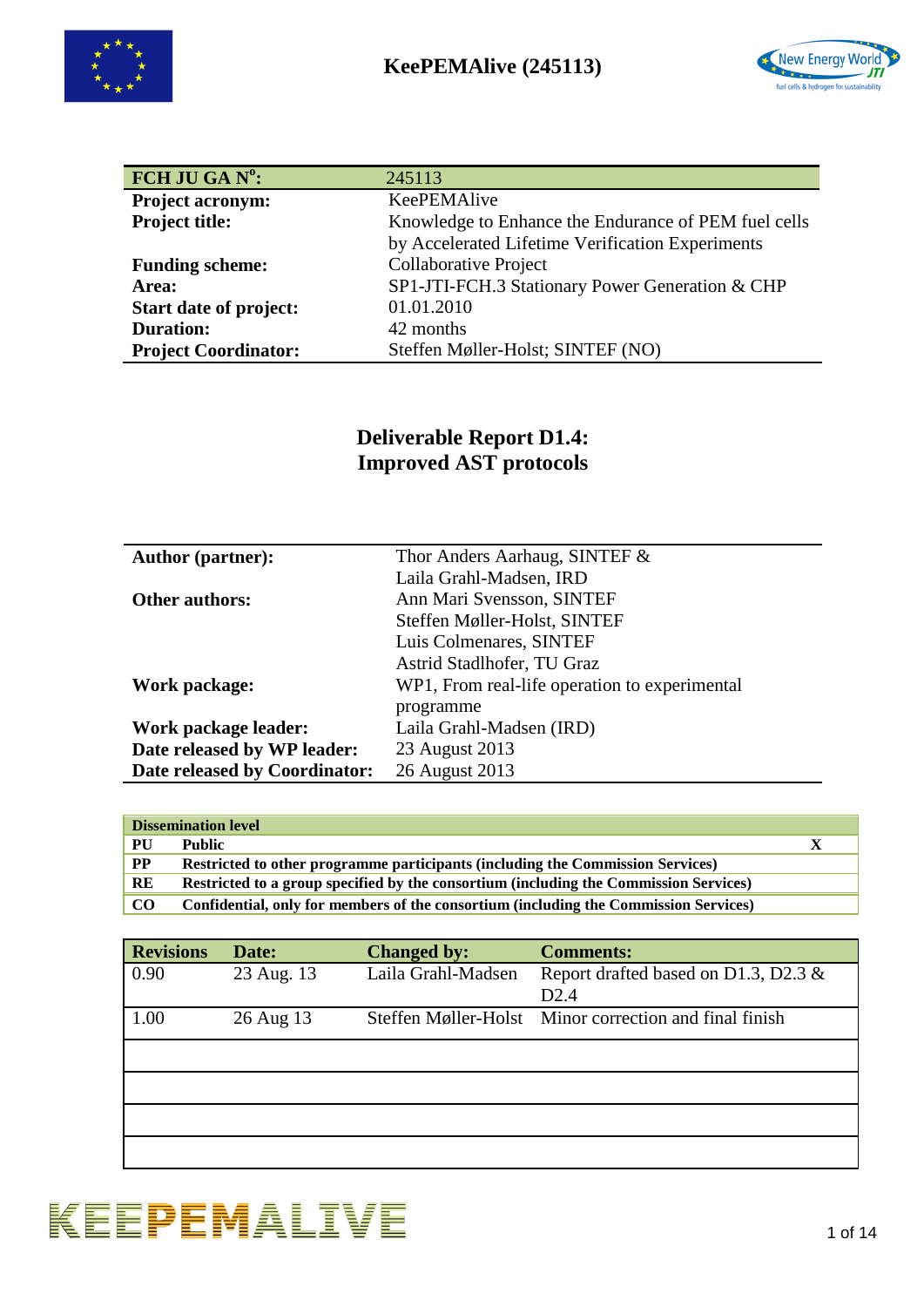KeePEMAlive (245113)

| FCH JU GA N$^{o}$: | 245113 |
|---|---|
| **Project acronym:** | KeePEMAlive |
| **Project title:** | Knowledge to Enhance the Endurance of PEM fuel cells by Accelerated Lifetime Verification Experiments |
| **Funding scheme:** | Collaborative Project |
| **Area:** | SP1-JTI-FCH.3 Stationary Power Generation & CHP |
| **Start date of project:** | 01.01.2010 |
| **Duration:** | 42 months |
| **Project Coordinator:** | Steffen Møller-Holst; SINTEF (NO) |

# Deliverable Report D1.4: Improved AST protocols

| | |
|---|---|
| **Author (partner):** | Thor Anders Aarhaug, SINTEF & Laila Grahl-Madsen, IRD |
| **Other authors:** | Ann Mari Svensson, SINTEF<br>Steffen Møller-Holst, SINTEF<br>Luis Colmenares, SINTEF<br>Astrid Stadlhofer, TU Graz |
| **Work package:** | WP1, From real-life operation to experimental programme |
| **Work package leader:** | Laila Grahl-Madsen (IRD) |
| **Date released by WP leader:** | 23 August 2013 |
| **Date released by Coordinator:** | 26 August 2013 |

| Dissemination level | | |
|---|---|---|
| PU | Public | X |
| PP | Restricted to other programme participants (including the Commission Services) | |
| RE | Restricted to a group specified by the consortium (including the Commission Services) | |
| CO | Confidential, only for members of the consortium (including the Commission Services) | |

| Revisions | Date: | Changed by: | Comments: |
|---|---|---|---|
| 0.90 | 23 Aug. 13 | Laila Grahl-Madsen | Report drafted based on D1.3, D2.3 & D2.4 |
| 1.00 | 26 Aug 13 | Steffen Møller-Holst | Minor correction and final finish |
| | | | |
| | | | |
| | | | |
| | | | |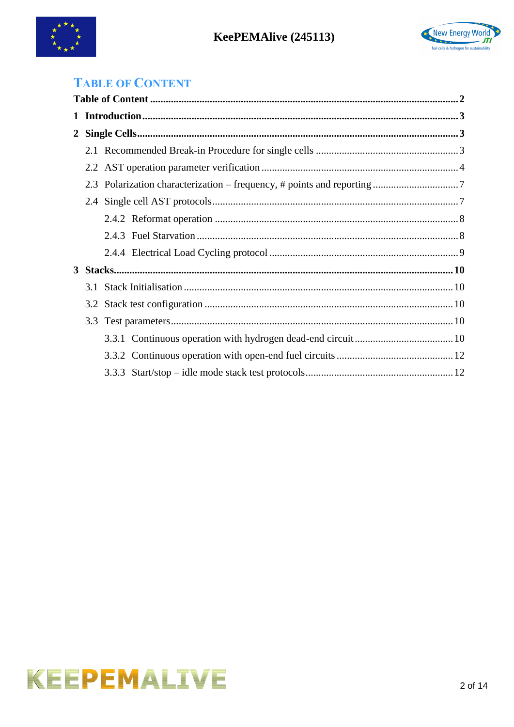# Table of Content

**Table of Content** .......... **2**

**1 Introduction** .......... **3**

**2 Single Cells** .......... **3**

- 2.1 Recommended Break-in Procedure for single cells .......... 3
- 2.2 AST operation parameter verification .......... 4
- 2.3 Polarization characterization – frequency, # points and reporting .......... 7
- 2.4 Single cell AST protocols .......... 7
  - 2.4.2 Reformat operation .......... 8
  - 2.4.3 Fuel Starvation .......... 8
  - 2.4.4 Electrical Load Cycling protocol .......... 9

**3 Stacks** .......... **10**

- 3.1 Stack Initialisation .......... 10
- 3.2 Stack test configuration .......... 10
- 3.3 Test parameters .......... 10
  - 3.3.1 Continuous operation with hydrogen dead-end circuit .......... 10
  - 3.3.2 Continuous operation with open-end fuel circuits .......... 12
  - 3.3.3 Start/stop – idle mode stack test protocols .......... 12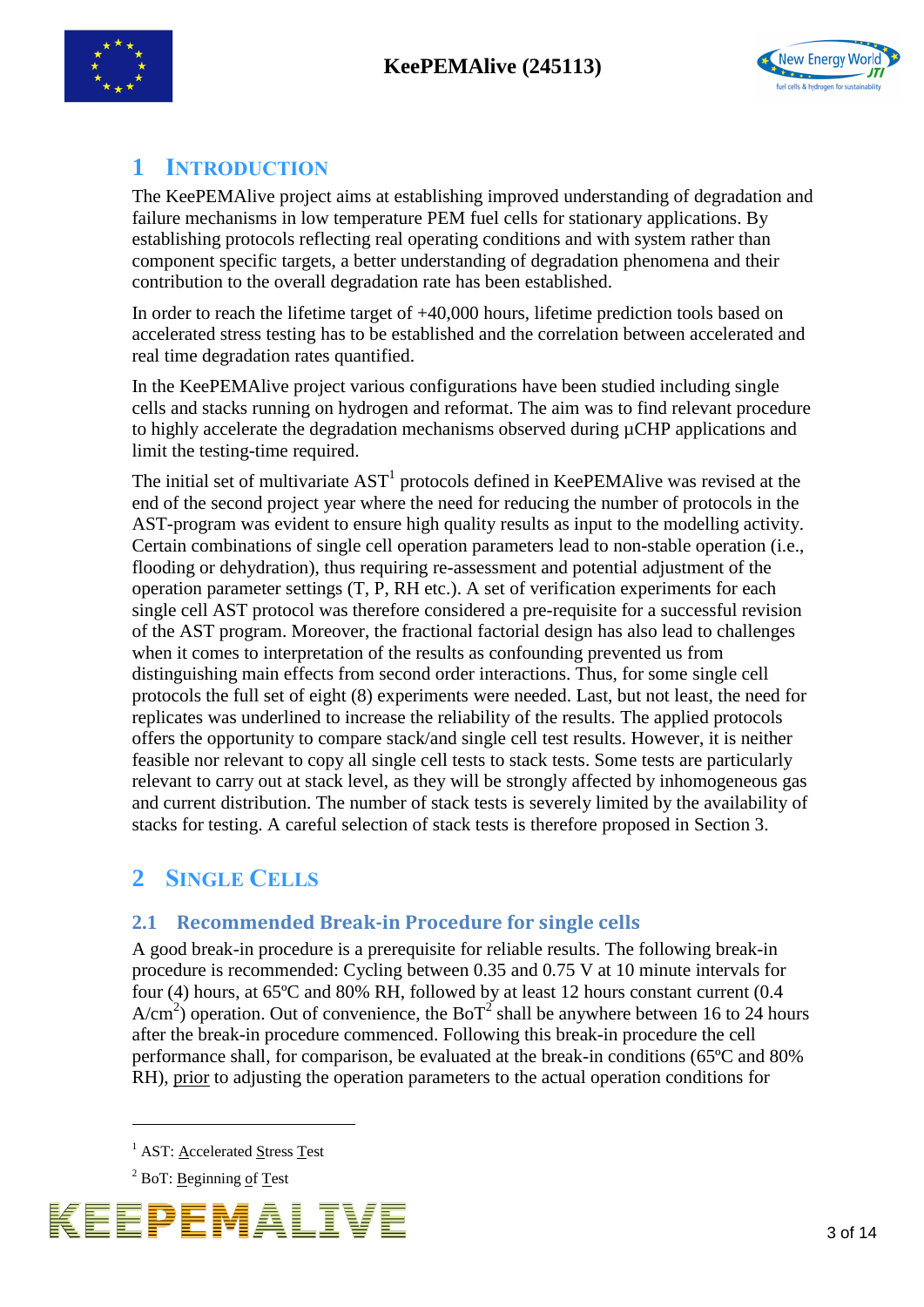# 1 Introduction

The KeePEMAlive project aims at establishing improved understanding of degradation and failure mechanisms in low temperature PEM fuel cells for stationary applications. By establishing protocols reflecting real operating conditions and with system rather than component specific targets, a better understanding of degradation phenomena and their contribution to the overall degradation rate has been established.

In order to reach the lifetime target of +40,000 hours, lifetime prediction tools based on accelerated stress testing has to be established and the correlation between accelerated and real time degradation rates quantified.

In the KeePEMAlive project various configurations have been studied including single cells and stacks running on hydrogen and reformat. The aim was to find relevant procedure to highly accelerate the degradation mechanisms observed during µCHP applications and limit the testing-time required.

The initial set of multivariate AST[1] protocols defined in KeePEMAlive was revised at the end of the second project year where the need for reducing the number of protocols in the AST-program was evident to ensure high quality results as input to the modelling activity. Certain combinations of single cell operation parameters lead to non-stable operation (i.e., flooding or dehydration), thus requiring re-assessment and potential adjustment of the operation parameter settings (T, P, RH etc.). A set of verification experiments for each single cell AST protocol was therefore considered a pre-requisite for a successful revision of the AST program. Moreover, the fractional factorial design has also lead to challenges when it comes to interpretation of the results as confounding prevented us from distinguishing main effects from second order interactions. Thus, for some single cell protocols the full set of eight (8) experiments were needed. Last, but not least, the need for replicates was underlined to increase the reliability of the results. The applied protocols offers the opportunity to compare stack/and single cell test results. However, it is neither feasible nor relevant to copy all single cell tests to stack tests. Some tests are particularly relevant to carry out at stack level, as they will be strongly affected by inhomogeneous gas and current distribution. The number of stack tests is severely limited by the availability of stacks for testing. A careful selection of stack tests is therefore proposed in Section 3.

# 2 Single Cells

## 2.1 Recommended Break-in Procedure for single cells

A good break-in procedure is a prerequisite for reliable results. The following break-in procedure is recommended: Cycling between 0.35 and 0.75 V at 10 minute intervals for four (4) hours, at 65ºC and 80% RH, followed by at least 12 hours constant current (0.4 $A/cm^2$) operation. Out of convenience, the BoT[2] shall be anywhere between 16 to 24 hours after the break-in procedure commenced. Following this break-in procedure the cell performance shall, for comparison, be evaluated at the break-in conditions (65ºC and 80% RH), prior to adjusting the operation parameters to the actual operation conditions for

---

[1] AST: Accelerated Stress Test

[2] BoT: Beginning of Test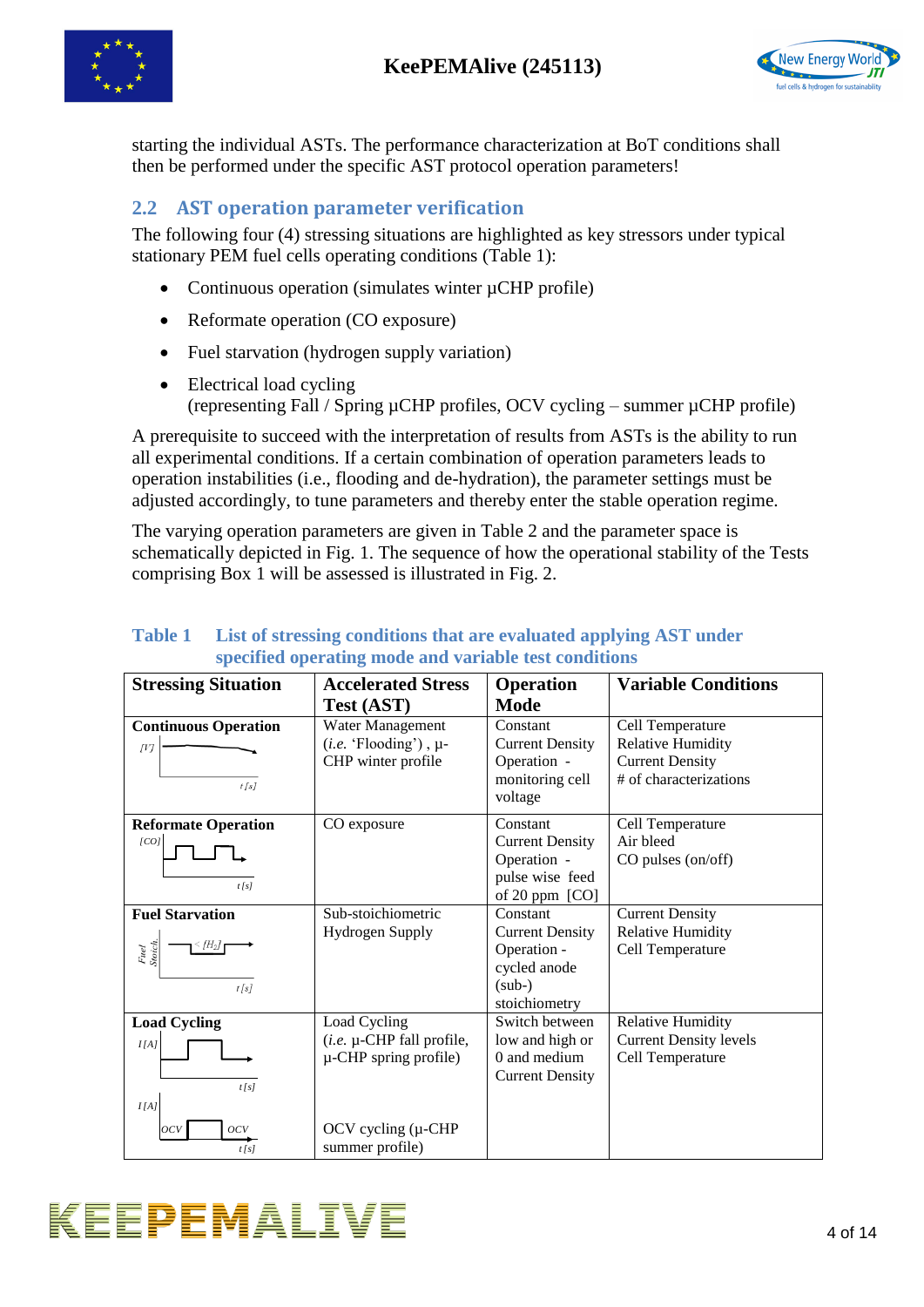starting the individual ASTs. The performance characterization at BoT conditions shall then be performed under the specific AST protocol operation parameters!

## 2.2 AST operation parameter verification

The following four (4) stressing situations are highlighted as key stressors under typical stationary PEM fuel cells operating conditions (Table 1):

- Continuous operation (simulates winter µCHP profile)
- Reformate operation (CO exposure)
- Fuel starvation (hydrogen supply variation)
- Electrical load cycling
  (representing Fall / Spring µCHP profiles, OCV cycling – summer µCHP profile)

A prerequisite to succeed with the interpretation of results from ASTs is the ability to run all experimental conditions. If a certain combination of operation parameters leads to operation instabilities (i.e., flooding and de-hydration), the parameter settings must be adjusted accordingly, to tune parameters and thereby enter the stable operation regime.

The varying operation parameters are given in Table 2 and the parameter space is schematically depicted in Fig. 1. The sequence of how the operational stability of the Tests comprising Box 1 will be assessed is illustrated in Fig. 2.

**Table 1 List of stressing conditions that are evaluated applying AST under specified operating mode and variable test conditions**

| Stressing Situation | Accelerated Stress Test (AST) | Operation Mode | Variable Conditions |
|---|---|---|---|
| **Continuous Operation** | Water Management (*i.e.* 'Flooding'), µ-CHP winter profile | Constant Current Density Operation - monitoring cell voltage | Cell Temperature<br>Relative Humidity<br>Current Density<br># of characterizations |
| **Reformate Operation** | CO exposure | Constant Current Density Operation - pulse wise feed of 20 ppm [CO] | Cell Temperature<br>Air bleed<br>CO pulses (on/off) |
| **Fuel Starvation** | Sub-stoichiometric Hydrogen Supply | Constant Current Density Operation - cycled anode (sub-) stoichiometry | Current Density<br>Relative Humidity<br>Cell Temperature |
| **Load Cycling** | Load Cycling (*i.e.* µ-CHP fall profile, µ-CHP spring profile)<br><br>OCV cycling (µ-CHP summer profile) | Switch between low and high or 0 and medium Current Density | Relative Humidity<br>Current Density levels<br>Cell Temperature |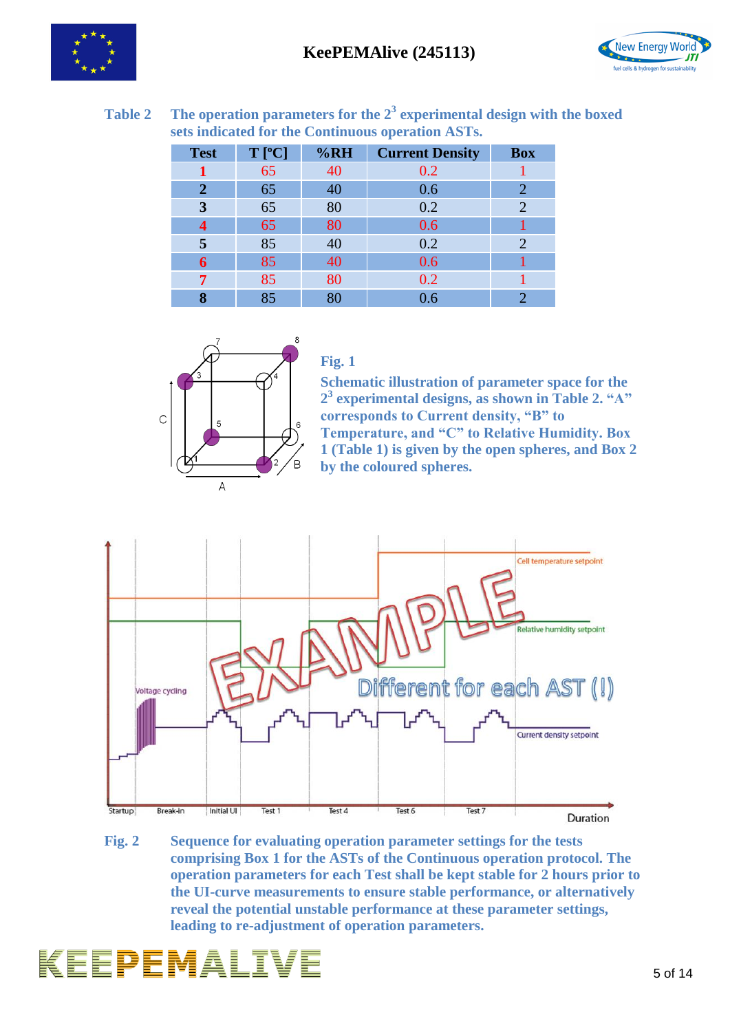**Table 2** The operation parameters for the $2^3$ experimental design with the boxed sets indicated for the Continuous operation ASTs.

| Test | T [°C] | %RH | Current Density | Box |
|---|---|---|---|---|
| 1 | 65 | 40 | 0.2 | 1 |
| 2 | 65 | 40 | 0.6 | 2 |
| 3 | 65 | 80 | 0.2 | 2 |
| 4 | 65 | 80 | 0.6 | 1 |
| 5 | 85 | 40 | 0.2 | 2 |
| 6 | 85 | 40 | 0.6 | 1 |
| 7 | 85 | 80 | 0.2 | 1 |
| 8 | 85 | 80 | 0.6 | 2 |

**Fig. 1** Schematic illustration of parameter space for the $2^3$ experimental designs, as shown in Table 2. "A" corresponds to Current density, "B" to Temperature, and "C" to Relative Humidity. Box 1 (Table 1) is given by the open spheres, and Box 2 by the coloured spheres.

**Fig. 2** Sequence for evaluating operation parameter settings for the tests comprising Box 1 for the ASTs of the Continuous operation protocol. The operation parameters for each Test shall be kept stable for 2 hours prior to the UI-curve measurements to ensure stable performance, or alternatively reveal the potential unstable performance at these parameter settings, leading to re-adjustment of operation parameters.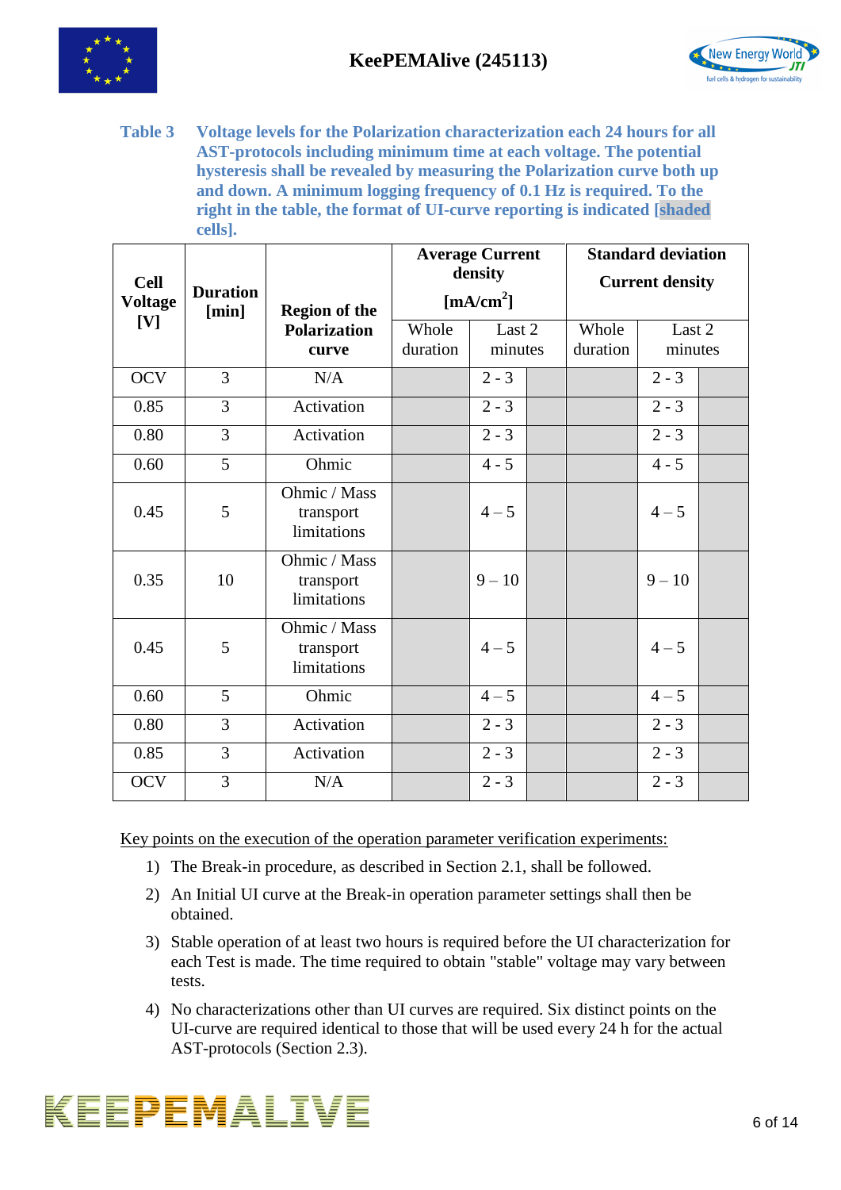**Table 3 Voltage levels for the Polarization characterization each 24 hours for all AST-protocols including minimum time at each voltage. The potential hysteresis shall be revealed by measuring the Polarization curve both up and down. A minimum logging frequency of 0.1 Hz is required. To the right in the table, the format of UI-curve reporting is indicated [shaded cells].**

| Cell Voltage [V] | Duration [min] | Region of the Polarization curve | Average Current density [mA/cm$^2$] | | | Standard deviation Current density | | |
|---|---|---|---|---|---|---|---|---|
| | | | Whole duration | Last 2 minutes | | Whole duration | Last 2 minutes | |
| OCV | 3 | N/A | | 2 - 3 | | | 2 - 3 | |
| 0.85 | 3 | Activation | | 2 - 3 | | | 2 - 3 | |
| 0.80 | 3 | Activation | | 2 - 3 | | | 2 - 3 | |
| 0.60 | 5 | Ohmic | | 4 - 5 | | | 4 - 5 | |
| 0.45 | 5 | Ohmic / Mass transport limitations | | 4 – 5 | | | 4 – 5 | |
| 0.35 | 10 | Ohmic / Mass transport limitations | | 9 – 10 | | | 9 – 10 | |
| 0.45 | 5 | Ohmic / Mass transport limitations | | 4 – 5 | | | 4 – 5 | |
| 0.60 | 5 | Ohmic | | 4 – 5 | | | 4 – 5 | |
| 0.80 | 3 | Activation | | 2 - 3 | | | 2 - 3 | |
| 0.85 | 3 | Activation | | 2 - 3 | | | 2 - 3 | |
| OCV | 3 | N/A | | 2 - 3 | | | 2 - 3 | |

Key points on the execution of the operation parameter verification experiments:

1) The Break-in procedure, as described in Section 2.1, shall be followed.
2) An Initial UI curve at the Break-in operation parameter settings shall then be obtained.
3) Stable operation of at least two hours is required before the UI characterization for each Test is made. The time required to obtain "stable" voltage may vary between tests.
4) No characterizations other than UI curves are required. Six distinct points on the UI-curve are required identical to those that will be used every 24 h for the actual AST-protocols (Section 2.3).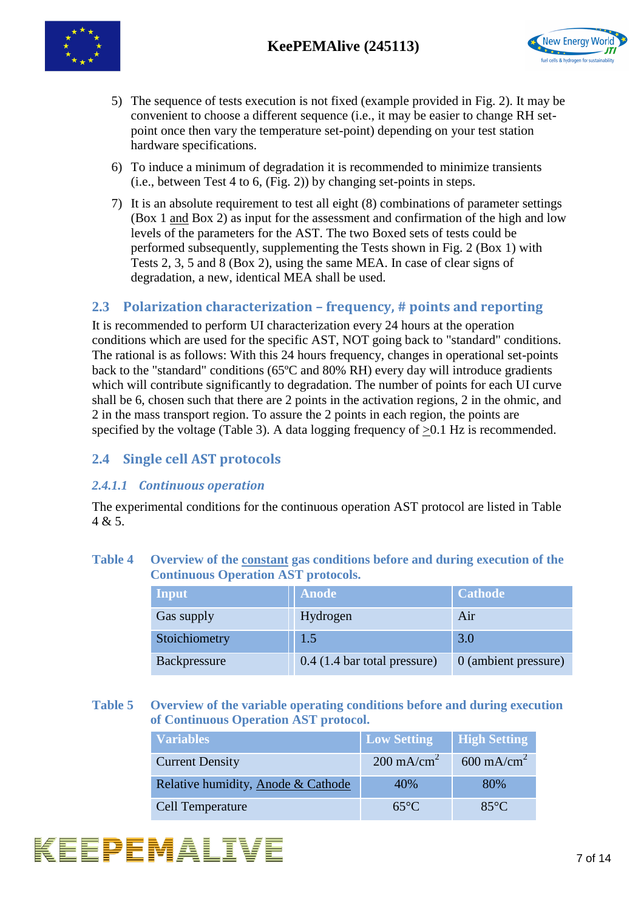5) The sequence of tests execution is not fixed (example provided in Fig. 2). It may be convenient to choose a different sequence (i.e., it may be easier to change RH set-point once then vary the temperature set-point) depending on your test station hardware specifications.

6) To induce a minimum of degradation it is recommended to minimize transients (i.e., between Test 4 to 6, (Fig. 2)) by changing set-points in steps.

7) It is an absolute requirement to test all eight (8) combinations of parameter settings (Box 1 and Box 2) as input for the assessment and confirmation of the high and low levels of the parameters for the AST. The two Boxed sets of tests could be performed subsequently, supplementing the Tests shown in Fig. 2 (Box 1) with Tests 2, 3, 5 and 8 (Box 2), using the same MEA. In case of clear signs of degradation, a new, identical MEA shall be used.

## 2.3 Polarization characterization – frequency, # points and reporting

It is recommended to perform UI characterization every 24 hours at the operation conditions which are used for the specific AST, NOT going back to "standard" conditions. The rational is as follows: With this 24 hours frequency, changes in operational set-points back to the "standard" conditions (65ºC and 80% RH) every day will introduce gradients which will contribute significantly to degradation. The number of points for each UI curve shall be 6, chosen such that there are 2 points in the activation regions, 2 in the ohmic, and 2 in the mass transport region. To assure the 2 points in each region, the points are specified by the voltage (Table 3). A data logging frequency of $\geq$0.1 Hz is recommended.

## 2.4 Single cell AST protocols

### *2.4.1.1 Continuous operation*

The experimental conditions for the continuous operation AST protocol are listed in Table 4 & 5.

**Table 4 Overview of the constant gas conditions before and during execution of the Continuous Operation AST protocols.**

| Input | Anode | Cathode |
|---|---|---|
| Gas supply | Hydrogen | Air |
| Stoichiometry | 1.5 | 3.0 |
| Backpressure | 0.4 (1.4 bar total pressure) | 0 (ambient pressure) |

**Table 5 Overview of the variable operating conditions before and during execution of Continuous Operation AST protocol.**

| Variables | Low Setting | High Setting |
|---|---|---|
| Current Density | 200 mA/cm$^2$ | 600 mA/cm$^2$ |
| Relative humidity, Anode & Cathode | 40% | 80% |
| Cell Temperature | 65°C | 85°C |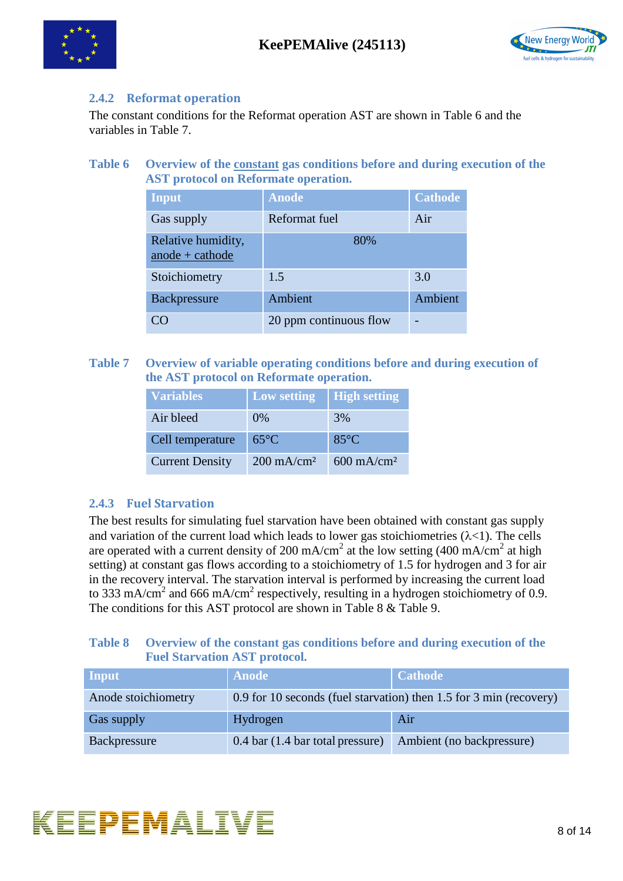### 2.4.2 Reformat operation

The constant conditions for the Reformat operation AST are shown in Table 6 and the variables in Table 7.

**Table 6 Overview of the constant gas conditions before and during execution of the AST protocol on Reformate operation.**

| Input | Anode | Cathode |
|---|---|---|
| Gas supply | Reformat fuel | Air |
| Relative humidity, anode + cathode | 80% | |
| Stoichiometry | 1.5 | 3.0 |
| Backpressure | Ambient | Ambient |
| CO | 20 ppm continuous flow | - |

**Table 7 Overview of variable operating conditions before and during execution of the AST protocol on Reformate operation.**

| Variables | Low setting | High setting |
|---|---|---|
| Air bleed | 0% | 3% |
| Cell temperature | 65°C | 85°C |
| Current Density | 200 mA/cm² | 600 mA/cm² |

### 2.4.3 Fuel Starvation

The best results for simulating fuel starvation have been obtained with constant gas supply and variation of the current load which leads to lower gas stoichiometries ($\lambda<1$). The cells are operated with a current density of 200 mA/cm$^2$ at the low setting (400 mA/cm$^2$ at high setting) at constant gas flows according to a stoichiometry of 1.5 for hydrogen and 3 for air in the recovery interval. The starvation interval is performed by increasing the current load to 333 mA/cm$^2$ and 666 mA/cm$^2$ respectively, resulting in a hydrogen stoichiometry of 0.9. The conditions for this AST protocol are shown in Table 8 & Table 9.

**Table 8 Overview of the constant gas conditions before and during execution of the Fuel Starvation AST protocol.**

| Input | Anode | Cathode |
|---|---|---|
| Anode stoichiometry | 0.9 for 10 seconds (fuel starvation) then 1.5 for 3 min (recovery) | |
| Gas supply | Hydrogen | Air |
| Backpressure | 0.4 bar (1.4 bar total pressure) | Ambient (no backpressure) |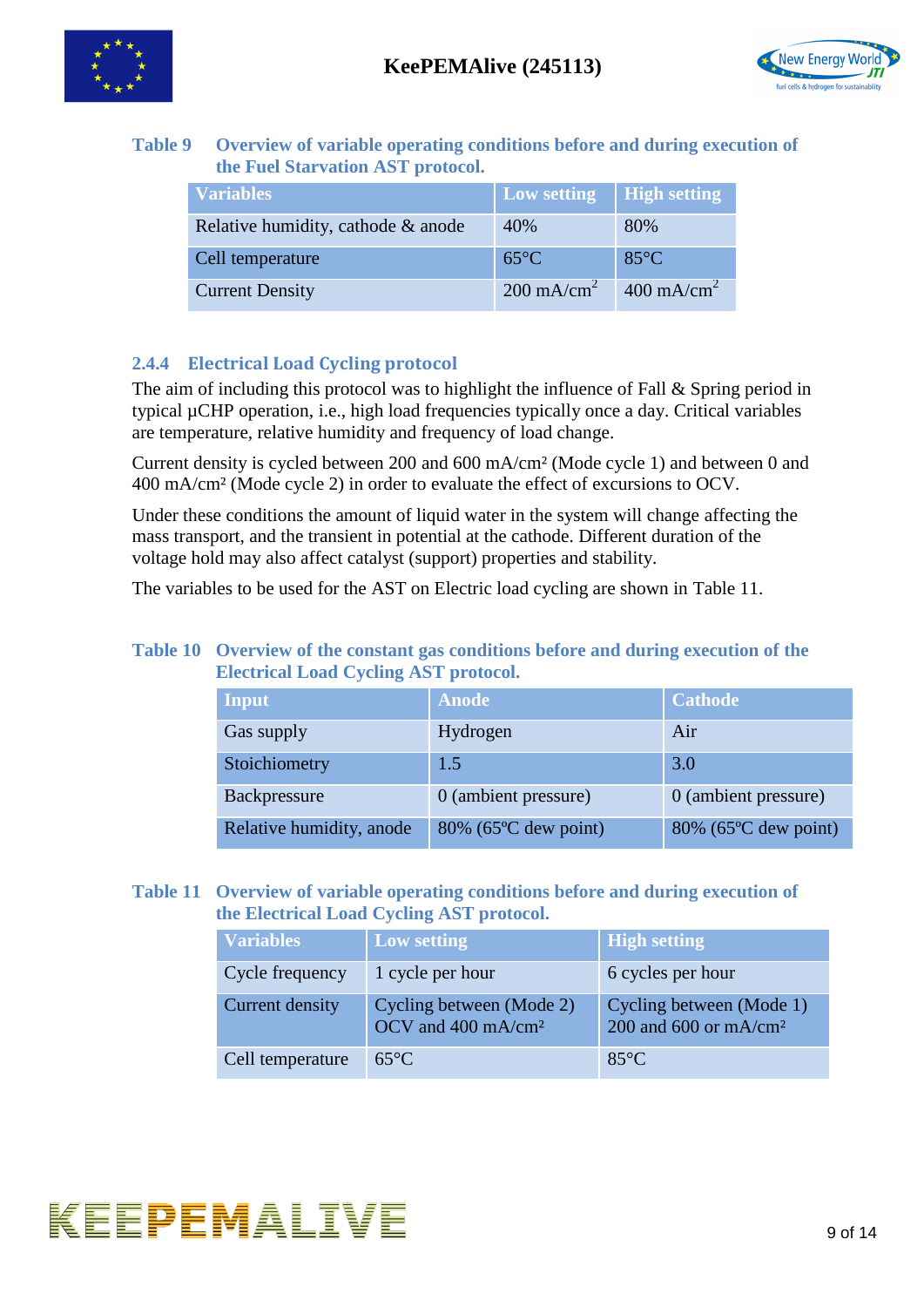**Table 9 Overview of variable operating conditions before and during execution of the Fuel Starvation AST protocol.**

| Variables | Low setting | High setting |
|---|---|---|
| Relative humidity, cathode & anode | 40% | 80% |
| Cell temperature | 65°C | 85°C |
| Current Density | 200 mA/cm$^2$ | 400 mA/cm$^2$ |

### 2.4.4 Electrical Load Cycling protocol

The aim of including this protocol was to highlight the influence of Fall & Spring period in typical µCHP operation, i.e., high load frequencies typically once a day. Critical variables are temperature, relative humidity and frequency of load change.

Current density is cycled between 200 and 600 mA/cm² (Mode cycle 1) and between 0 and 400 mA/cm² (Mode cycle 2) in order to evaluate the effect of excursions to OCV.

Under these conditions the amount of liquid water in the system will change affecting the mass transport, and the transient in potential at the cathode. Different duration of the voltage hold may also affect catalyst (support) properties and stability.

The variables to be used for the AST on Electric load cycling are shown in Table 11.

**Table 10 Overview of the constant gas conditions before and during execution of the Electrical Load Cycling AST protocol.**

| Input | Anode | Cathode |
|---|---|---|
| Gas supply | Hydrogen | Air |
| Stoichiometry | 1.5 | 3.0 |
| Backpressure | 0 (ambient pressure) | 0 (ambient pressure) |
| Relative humidity, anode | 80% (65ºC dew point) | 80% (65ºC dew point) |

**Table 11 Overview of variable operating conditions before and during execution of the Electrical Load Cycling AST protocol.**

| Variables | Low setting | High setting |
|---|---|---|
| Cycle frequency | 1 cycle per hour | 6 cycles per hour |
| Current density | Cycling between (Mode 2) OCV and 400 mA/cm² | Cycling between (Mode 1) 200 and 600 or mA/cm² |
| Cell temperature | 65°C | 85°C |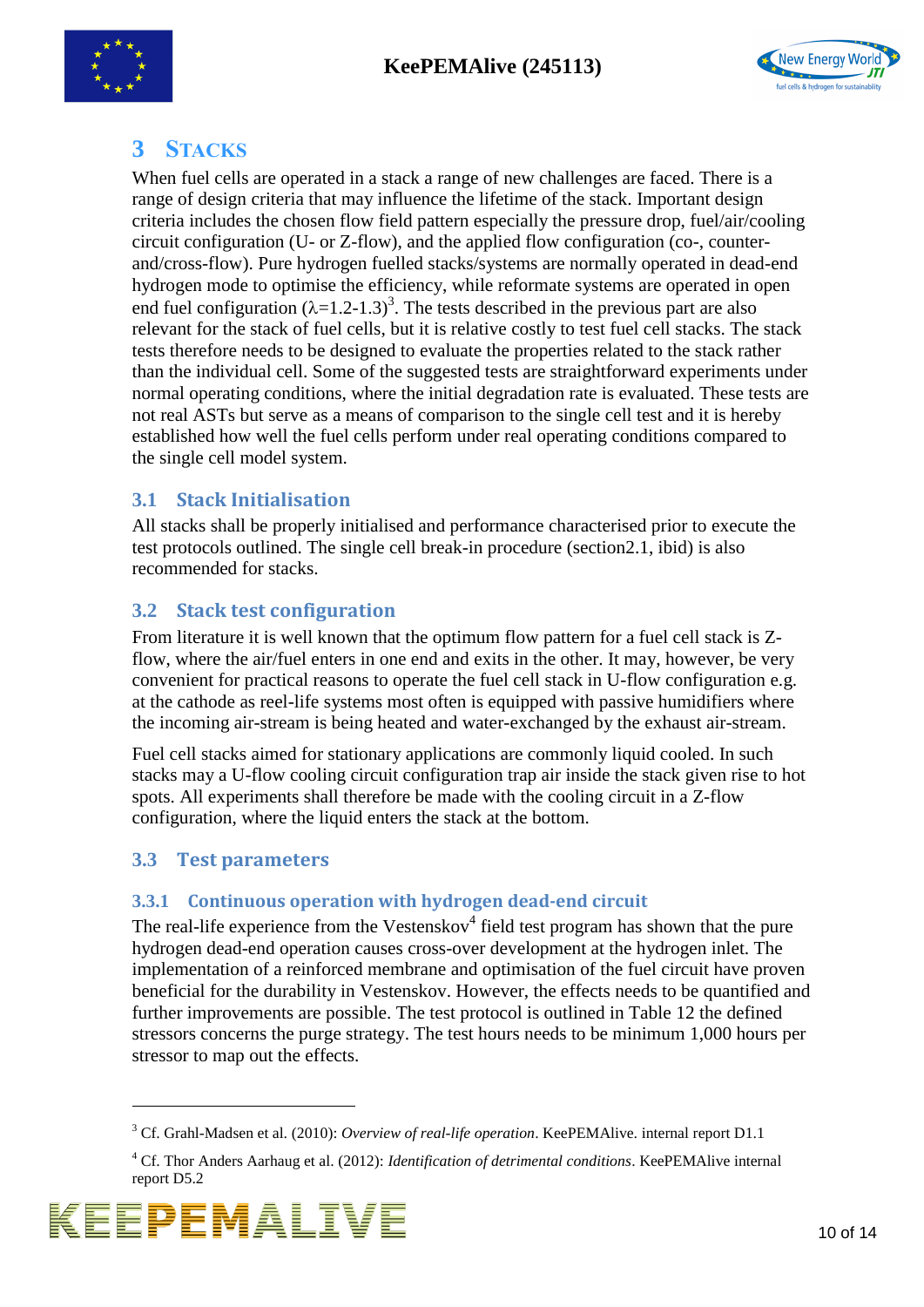# 3 Stacks

When fuel cells are operated in a stack a range of new challenges are faced. There is a range of design criteria that may influence the lifetime of the stack. Important design criteria includes the chosen flow field pattern especially the pressure drop, fuel/air/cooling circuit configuration (U- or Z-flow), and the applied flow configuration (co-, counter- and/cross-flow). Pure hydrogen fuelled stacks/systems are normally operated in dead-end hydrogen mode to optimise the efficiency, while reformate systems are operated in open end fuel configuration ($\lambda$=1.2-1.3)[3]. The tests described in the previous part are also relevant for the stack of fuel cells, but it is relative costly to test fuel cell stacks. The stack tests therefore needs to be designed to evaluate the properties related to the stack rather than the individual cell. Some of the suggested tests are straightforward experiments under normal operating conditions, where the initial degradation rate is evaluated. These tests are not real ASTs but serve as a means of comparison to the single cell test and it is hereby established how well the fuel cells perform under real operating conditions compared to the single cell model system.

## 3.1 Stack Initialisation

All stacks shall be properly initialised and performance characterised prior to execute the test protocols outlined. The single cell break-in procedure (section2.1, ibid) is also recommended for stacks.

## 3.2 Stack test configuration

From literature it is well known that the optimum flow pattern for a fuel cell stack is Z-flow, where the air/fuel enters in one end and exits in the other. It may, however, be very convenient for practical reasons to operate the fuel cell stack in U-flow configuration e.g. at the cathode as reel-life systems most often is equipped with passive humidifiers where the incoming air-stream is being heated and water-exchanged by the exhaust air-stream.

Fuel cell stacks aimed for stationary applications are commonly liquid cooled. In such stacks may a U-flow cooling circuit configuration trap air inside the stack given rise to hot spots. All experiments shall therefore be made with the cooling circuit in a Z-flow configuration, where the liquid enters the stack at the bottom.

## 3.3 Test parameters

### 3.3.1 Continuous operation with hydrogen dead-end circuit

The real-life experience from the Vestenskov[4] field test program has shown that the pure hydrogen dead-end operation causes cross-over development at the hydrogen inlet. The implementation of a reinforced membrane and optimisation of the fuel circuit have proven beneficial for the durability in Vestenskov. However, the effects needs to be quantified and further improvements are possible. The test protocol is outlined in Table 12 the defined stressors concerns the purge strategy. The test hours needs to be minimum 1,000 hours per stressor to map out the effects.

---

[3] Cf. Grahl-Madsen et al. (2010): *Overview of real-life operation*. KeePEMAlive. internal report D1.1

[4] Cf. Thor Anders Aarhaug et al. (2012): *Identification of detrimental conditions*. KeePEMAlive internal report D5.2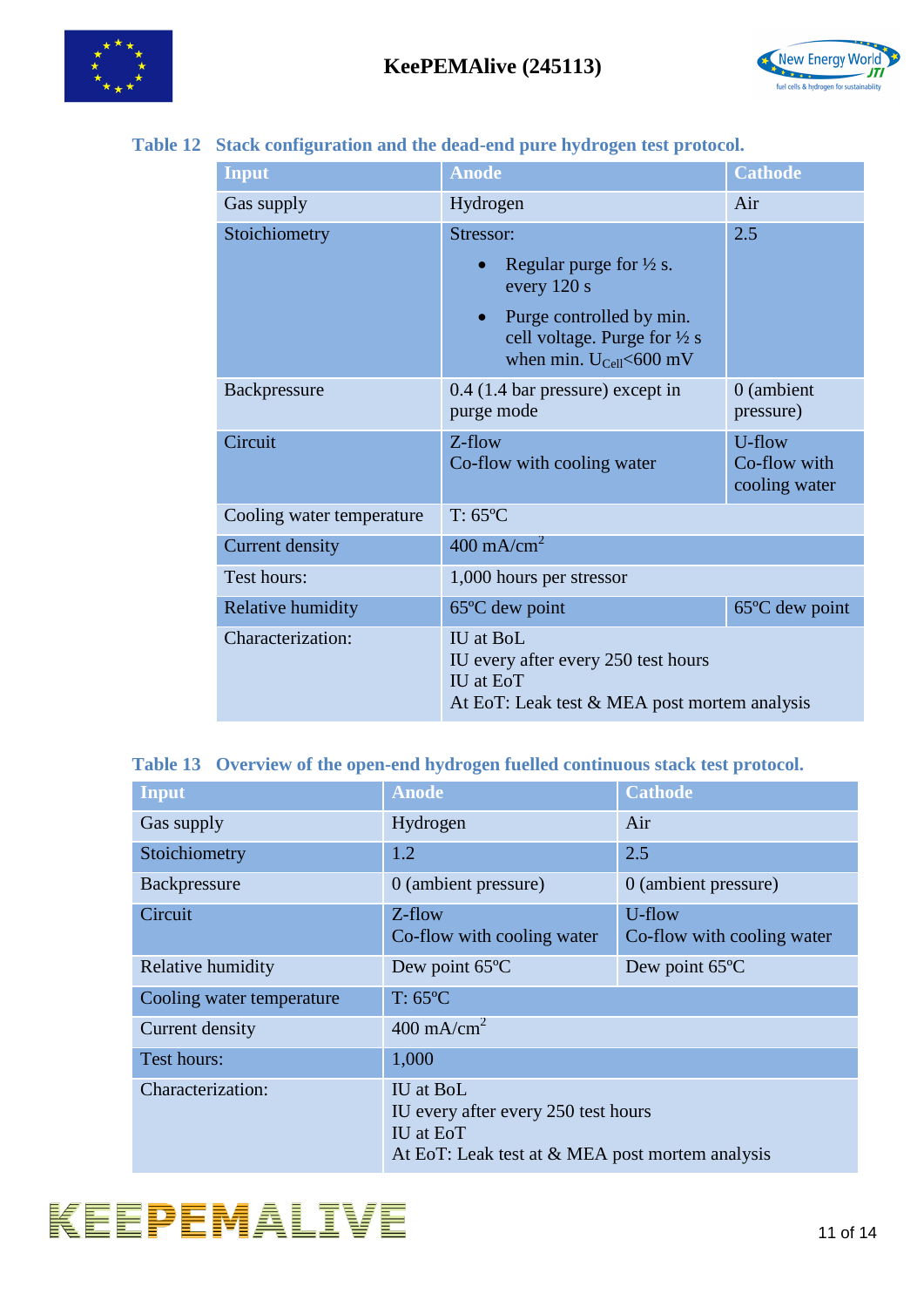**Table 12 Stack configuration and the dead-end pure hydrogen test protocol.**

| Input | Anode | Cathode |
|---|---|---|
| Gas supply | Hydrogen | Air |
| Stoichiometry | Stressor:<br>• Regular purge for ½ s. every 120 s<br>• Purge controlled by min. cell voltage. Purge for ½ s when min. $U_{Cell}$<600 mV | 2.5 |
| Backpressure | 0.4 (1.4 bar pressure) except in purge mode | 0 (ambient pressure) |
| Circuit | Z-flow<br>Co-flow with cooling water | U-flow<br>Co-flow with cooling water |
| Cooling water temperature | T: 65ºC | |
| Current density | 400 mA/cm$^2$ | |
| Test hours: | 1,000 hours per stressor | |
| Relative humidity | 65ºC dew point | 65ºC dew point |
| Characterization: | IU at BoL<br>IU every after every 250 test hours<br>IU at EoT<br>At EoT: Leak test & MEA post mortem analysis | |

**Table 13 Overview of the open-end hydrogen fuelled continuous stack test protocol.**

| Input | Anode | Cathode |
|---|---|---|
| Gas supply | Hydrogen | Air |
| Stoichiometry | 1.2 | 2.5 |
| Backpressure | 0 (ambient pressure) | 0 (ambient pressure) |
| Circuit | Z-flow<br>Co-flow with cooling water | U-flow<br>Co-flow with cooling water |
| Relative humidity | Dew point 65ºC | Dew point 65ºC |
| Cooling water temperature | T: 65ºC | |
| Current density | 400 mA/cm$^2$ | |
| Test hours: | 1,000 | |
| Characterization: | IU at BoL<br>IU every after every 250 test hours<br>IU at EoT<br>At EoT: Leak test at & MEA post mortem analysis | |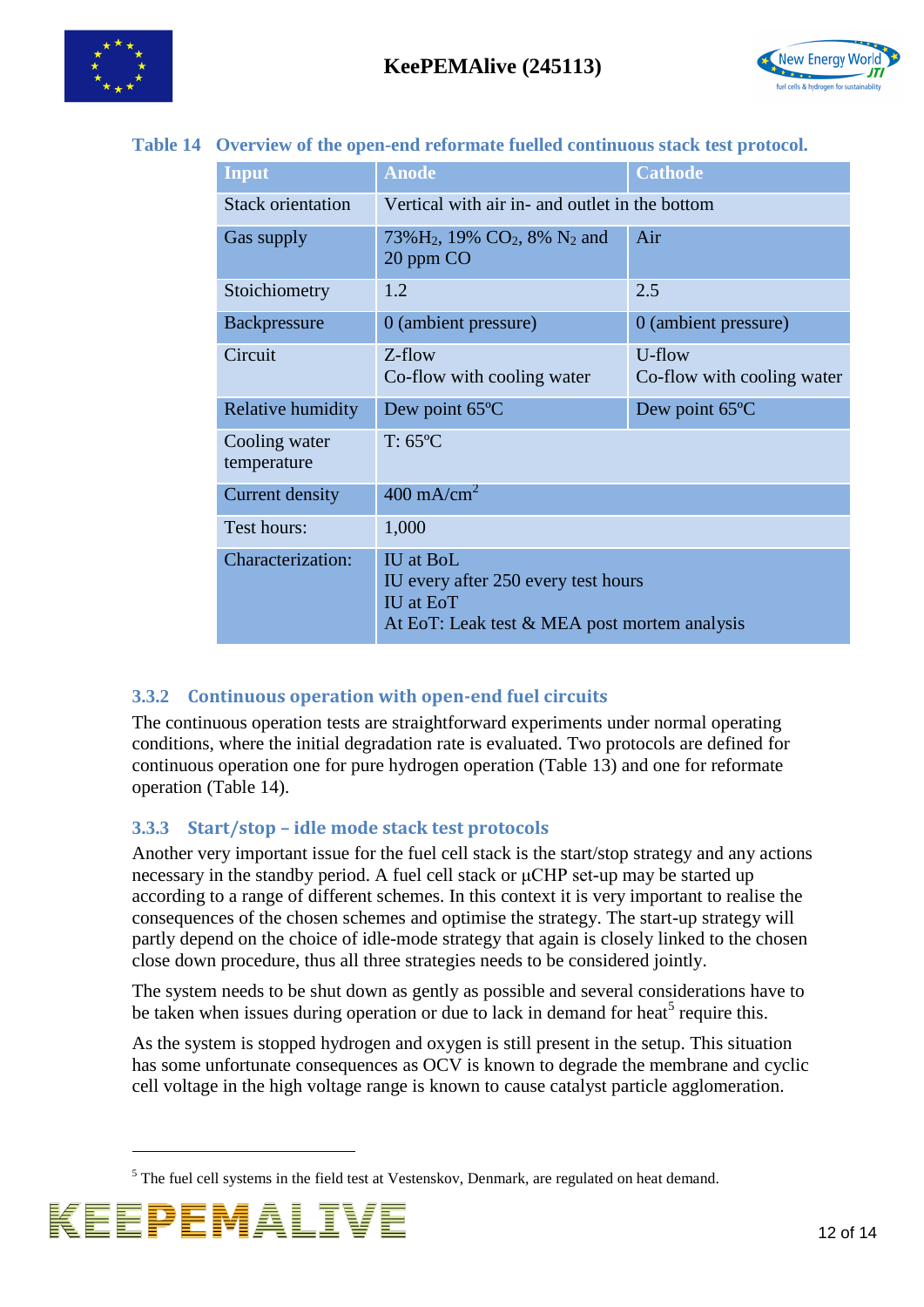Table 14 Overview of the open-end reformate fuelled continuous stack test protocol.

| Input | Anode | Cathode |
|---|---|---|
| Stack orientation | Vertical with air in- and outlet in the bottom | |
| Gas supply | 73%$H_2$, 19% $CO_2$, 8% $N_2$ and 20 ppm CO | Air |
| Stoichiometry | 1.2 | 2.5 |
| Backpressure | 0 (ambient pressure) | 0 (ambient pressure) |
| Circuit | Z-flow<br>Co-flow with cooling water | U-flow<br>Co-flow with cooling water |
| Relative humidity | Dew point 65ºC | Dew point 65ºC |
| Cooling water temperature | T: 65ºC | |
| Current density | 400 mA/cm$^2$ | |
| Test hours: | 1,000 | |
| Characterization: | IU at BoL<br>IU every after 250 every test hours<br>IU at EoT<br>At EoT: Leak test & MEA post mortem analysis | |

### 3.3.2 Continuous operation with open-end fuel circuits

The continuous operation tests are straightforward experiments under normal operating conditions, where the initial degradation rate is evaluated. Two protocols are defined for continuous operation one for pure hydrogen operation (Table 13) and one for reformate operation (Table 14).

### 3.3.3 Start/stop – idle mode stack test protocols

Another very important issue for the fuel cell stack is the start/stop strategy and any actions necessary in the standby period. A fuel cell stack or µCHP set-up may be started up according to a range of different schemes. In this context it is very important to realise the consequences of the chosen schemes and optimise the strategy. The start-up strategy will partly depend on the choice of idle-mode strategy that again is closely linked to the chosen close down procedure, thus all three strategies needs to be considered jointly.

The system needs to be shut down as gently as possible and several considerations have to be taken when issues during operation or due to lack in demand for heat[5] require this.

As the system is stopped hydrogen and oxygen is still present in the setup. This situation has some unfortunate consequences as OCV is known to degrade the membrane and cyclic cell voltage in the high voltage range is known to cause catalyst particle agglomeration.

[5] The fuel cell systems in the field test at Vestenskov, Denmark, are regulated on heat demand.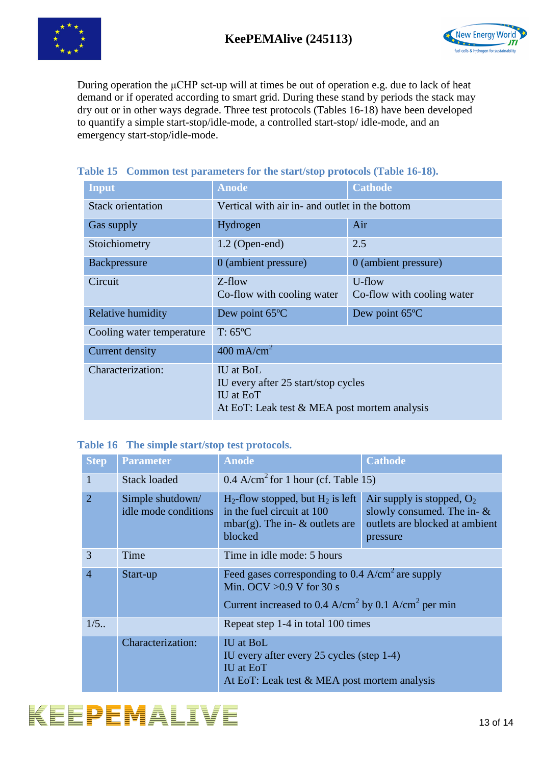During operation the μCHP set-up will at times be out of operation e.g. due to lack of heat demand or if operated according to smart grid. During these stand by periods the stack may dry out or in other ways degrade. Three test protocols (Tables 16-18) have been developed to quantify a simple start-stop/idle-mode, a controlled start-stop/ idle-mode, and an emergency start-stop/idle-mode.

**Table 15 Common test parameters for the start/stop protocols (Table 16-18).**

| Input | Anode | Cathode |
|---|---|---|
| Stack orientation | Vertical with air in- and outlet in the bottom | |
| Gas supply | Hydrogen | Air |
| Stoichiometry | 1.2 (Open-end) | 2.5 |
| Backpressure | 0 (ambient pressure) | 0 (ambient pressure) |
| Circuit | Z-flow<br>Co-flow with cooling water | U-flow<br>Co-flow with cooling water |
| Relative humidity | Dew point 65ºC | Dew point 65ºC |
| Cooling water temperature | T: 65ºC | |
| Current density | 400 mA/cm$^2$ | |
| Characterization: | IU at BoL<br>IU every after 25 start/stop cycles<br>IU at EoT<br>At EoT: Leak test & MEA post mortem analysis | |

**Table 16 The simple start/stop test protocols.**

| Step | Parameter | Anode | Cathode |
|---|---|---|---|
| 1 | Stack loaded | 0.4 A/cm$^2$ for 1 hour (cf. Table 15) | |
| 2 | Simple shutdown/ idle mode conditions | $H_2$-flow stopped, but $H_2$ is left in the fuel circuit at 100 mbar(g). The in- & outlets are blocked | Air supply is stopped, $O_2$ slowly consumed. The in- & outlets are blocked at ambient pressure |
| 3 | Time | Time in idle mode: 5 hours | |
| 4 | Start-up | Feed gases corresponding to 0.4 A/cm$^2$ are supply<br>Min. OCV >0.9 V for 30 s<br>Current increased to 0.4 A/cm$^2$ by 0.1 A/cm$^2$ per min | |
| 1/5.. | | Repeat step 1-4 in total 100 times | |
| | Characterization: | IU at BoL<br>IU every after every 25 cycles (step 1-4)<br>IU at EoT<br>At EoT: Leak test & MEA post mortem analysis | |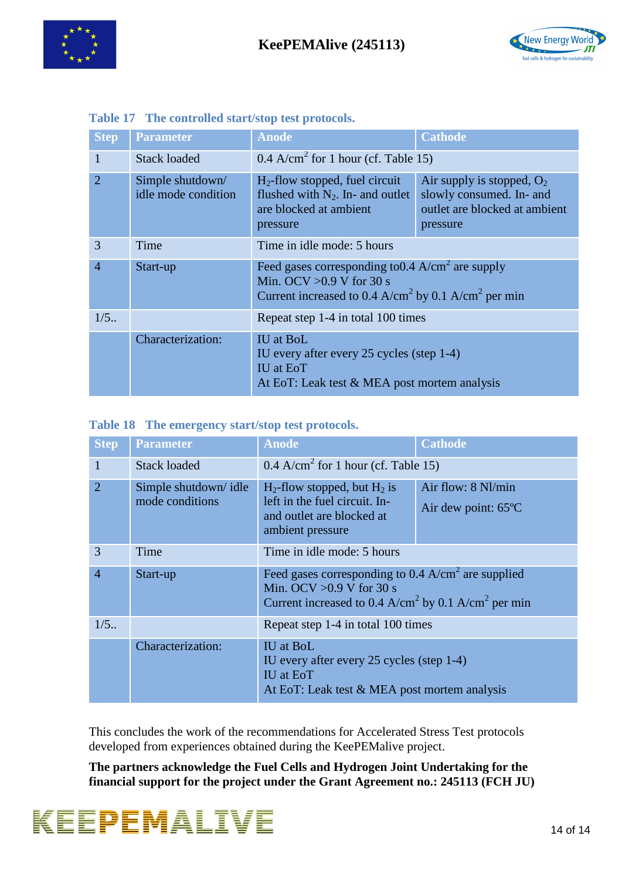**Table 17   The controlled start/stop test protocols.**

| Step | Parameter | Anode | Cathode |
|---|---|---|---|
| 1 | Stack loaded | 0.4 A/cm$^2$ for 1 hour (cf. Table 15) | |
| 2 | Simple shutdown/ idle mode condition | $H_2$-flow stopped, fuel circuit flushed with $N_2$. In- and outlet are blocked at ambient pressure | Air supply is stopped, $O_2$ slowly consumed. In- and outlet are blocked at ambient pressure |
| 3 | Time | Time in idle mode: 5 hours | |
| 4 | Start-up | Feed gases corresponding to0.4 A/cm$^2$ are supply<br>Min. OCV >0.9 V for 30 s<br>Current increased to 0.4 A/cm$^2$ by 0.1 A/cm$^2$ per min | |
| 1/5.. | | Repeat step 1-4 in total 100 times | |
| | Characterization: | IU at BoL<br>IU every after every 25 cycles (step 1-4)<br>IU at EoT<br>At EoT: Leak test & MEA post mortem analysis | |

**Table 18   The emergency start/stop test protocols.**

| Step | Parameter | Anode | Cathode |
|---|---|---|---|
| 1 | Stack loaded | 0.4 A/cm$^2$ for 1 hour (cf. Table 15) | |
| 2 | Simple shutdown/ idle mode conditions | $H_2$-flow stopped, but $H_2$ is left in the fuel circuit. In- and outlet are blocked at ambient pressure | Air flow: 8 Nl/min<br>Air dew point: 65ºC |
| 3 | Time | Time in idle mode: 5 hours | |
| 4 | Start-up | Feed gases corresponding to 0.4 A/cm$^2$ are supplied<br>Min. OCV >0.9 V for 30 s<br>Current increased to 0.4 A/cm$^2$ by 0.1 A/cm$^2$ per min | |
| 1/5.. | | Repeat step 1-4 in total 100 times | |
| | Characterization: | IU at BoL<br>IU every after every 25 cycles (step 1-4)<br>IU at EoT<br>At EoT: Leak test & MEA post mortem analysis | |

This concludes the work of the recommendations for Accelerated Stress Test protocols developed from experiences obtained during the KeePEMalive project.

**The partners acknowledge the Fuel Cells and Hydrogen Joint Undertaking for the financial support for the project under the Grant Agreement no.: 245113 (FCH JU)**